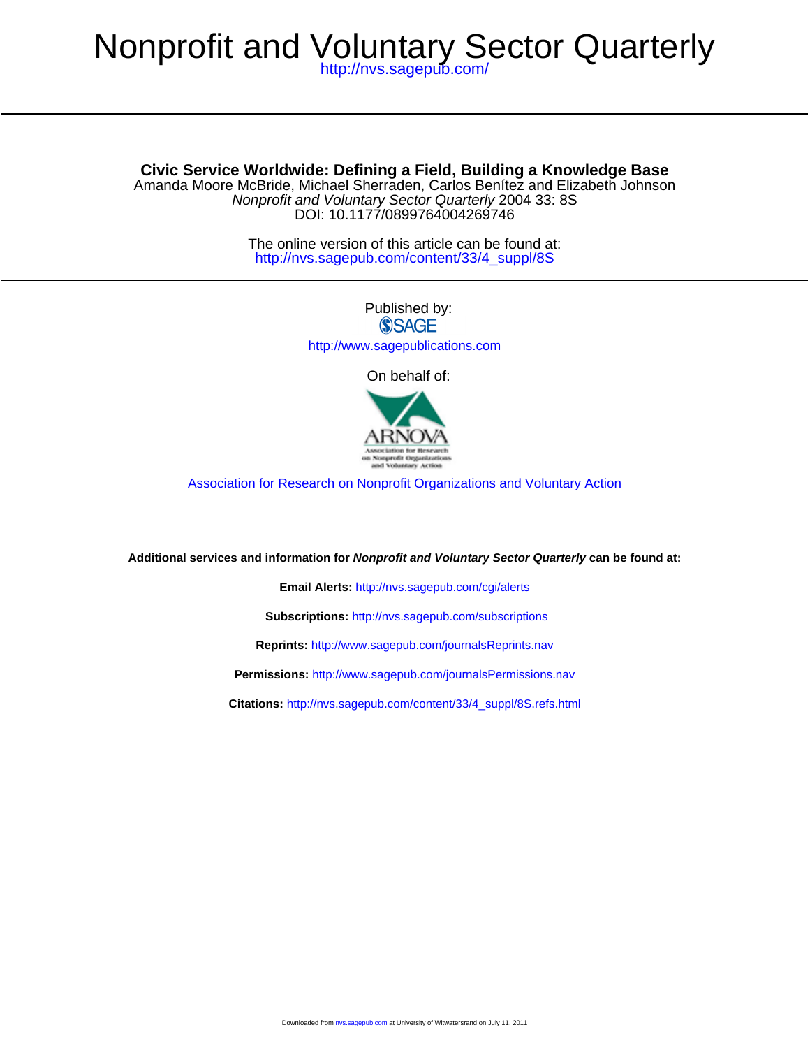# Nonprofit and Voluntary Sector Quarterly

http://nvs.sagepub.com/

---

**Civic Service Worldwide: Defining a Field, Building a Knowledge Base**

Amanda Moore McBride, Michael Sherraden, Carlos Benítez and Elizabeth Johnson

*Nonprofit and Voluntary Sector Quarterly* 2004 33: 8S

DOI: 10.1177/0899764004269746

The online version of this article can be found at:

http://nvs.sagepub.com/content/33/4_suppl/8S

---

Published by:

SAGE

http://www.sagepublications.com

On behalf of:

ARNOVA

Association for Research on Nonprofit Organizations and Voluntary Action

**Additional services and information for *Nonprofit and Voluntary Sector Quarterly* can be found at:**

**Email Alerts:** http://nvs.sagepub.com/cgi/alerts

**Subscriptions:** http://nvs.sagepub.com/subscriptions

**Reprints:** http://www.sagepub.com/journalsReprints.nav

**Permissions:** http://www.sagepub.com/journalsPermissions.nav

**Citations:** http://nvs.sagepub.com/content/33/4_suppl/8S.refs.html

Downloaded from nvs.sagepub.com at University of Witwatersrand on July 11, 2011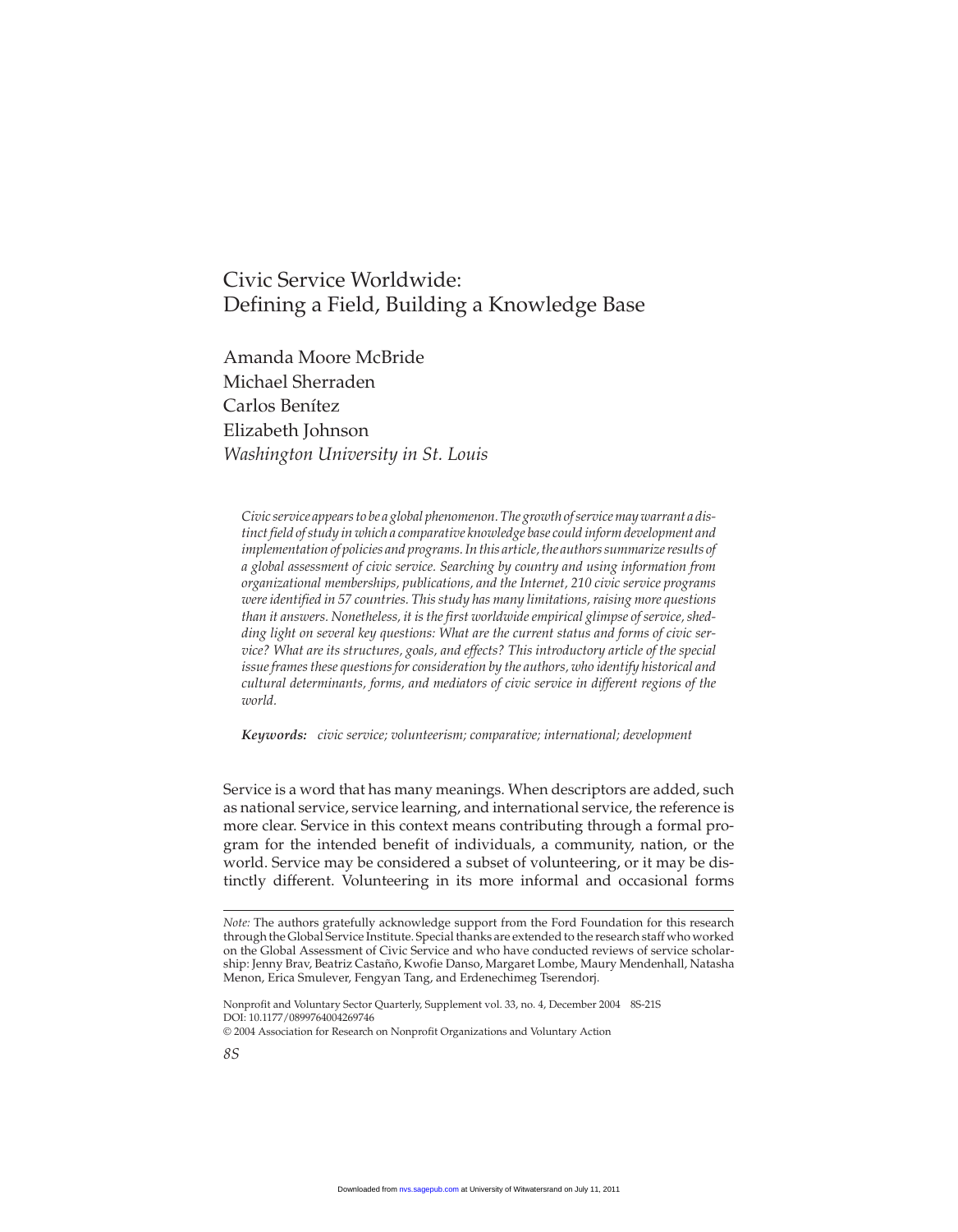# Civic Service Worldwide: Defining a Field, Building a Knowledge Base

Amanda Moore McBride
Michael Sherraden
Carlos Benítez
Elizabeth Johnson
*Washington University in St. Louis*

*Civic service appears to be a global phenomenon. The growth of service may warrant a distinct field of study in which a comparative knowledge base could inform development and implementation of policies and programs. In this article, the authors summarize results of a global assessment of civic service. Searching by country and using information from organizational memberships, publications, and the Internet, 210 civic service programs were identified in 57 countries. This study has many limitations, raising more questions than it answers. Nonetheless, it is the first worldwide empirical glimpse of service, shedding light on several key questions: What are the current status and forms of civic service? What are its structures, goals, and effects? This introductory article of the special issue frames these questions for consideration by the authors, who identify historical and cultural determinants, forms, and mediators of civic service in different regions of the world.*

***Keywords:*** *civic service; volunteerism; comparative; international; development*

Service is a word that has many meanings. When descriptors are added, such as national service, service learning, and international service, the reference is more clear. Service in this context means contributing through a formal program for the intended benefit of individuals, a community, nation, or the world. Service may be considered a subset of volunteering, or it may be distinctly different. Volunteering in its more informal and occasional forms

---

*Note:* The authors gratefully acknowledge support from the Ford Foundation for this research through the Global Service Institute. Special thanks are extended to the research staff who worked on the Global Assessment of Civic Service and who have conducted reviews of service scholarship: Jenny Brav, Beatriz Castaño, Kwofie Danso, Margaret Lombe, Maury Mendenhall, Natasha Menon, Erica Smulever, Fengyan Tang, and Erdenechimeg Tserendorj.

DOI: 10.1177/0899764004269746
© 2004 Association for Research on Nonprofit Organizations and Voluntary Action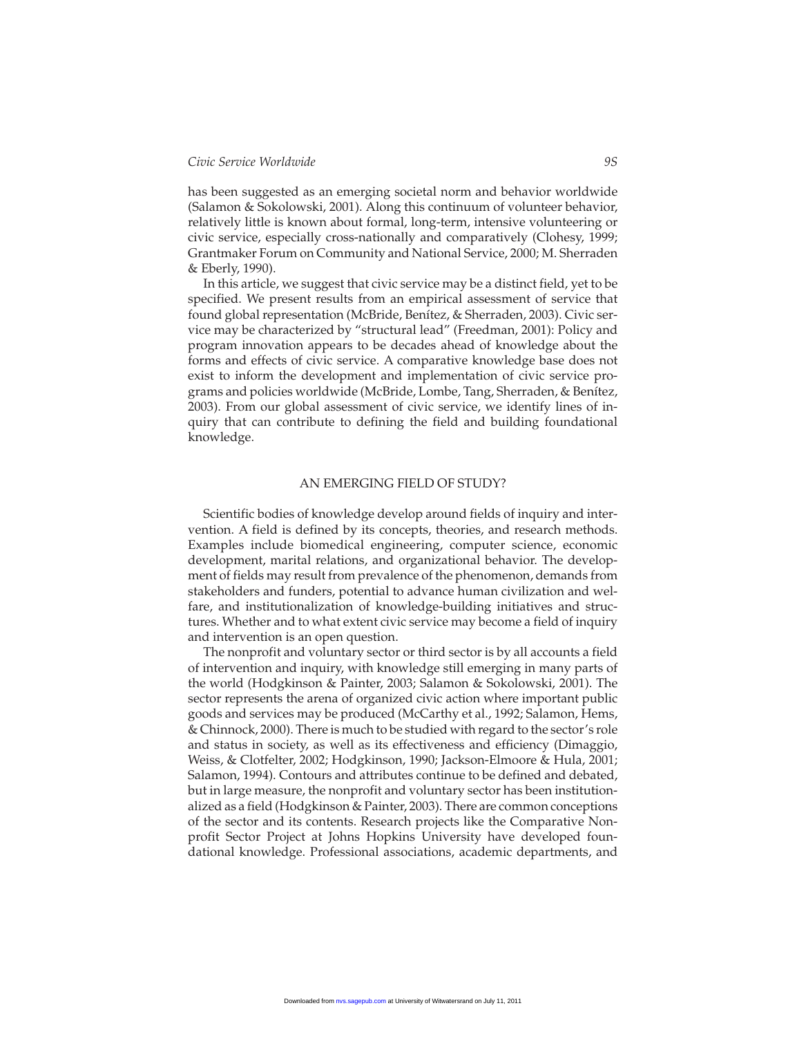has been suggested as an emerging societal norm and behavior worldwide (Salamon & Sokolowski, 2001). Along this continuum of volunteer behavior, relatively little is known about formal, long-term, intensive volunteering or civic service, especially cross-nationally and comparatively (Clohesy, 1999; Grantmaker Forum on Community and National Service, 2000; M. Sherraden & Eberly, 1990).

In this article, we suggest that civic service may be a distinct field, yet to be specified. We present results from an empirical assessment of service that found global representation (McBride, Benítez, & Sherraden, 2003). Civic service may be characterized by "structural lead" (Freedman, 2001): Policy and program innovation appears to be decades ahead of knowledge about the forms and effects of civic service. A comparative knowledge base does not exist to inform the development and implementation of civic service programs and policies worldwide (McBride, Lombe, Tang, Sherraden, & Benítez, 2003). From our global assessment of civic service, we identify lines of inquiry that can contribute to defining the field and building foundational knowledge.

## AN EMERGING FIELD OF STUDY?

Scientific bodies of knowledge develop around fields of inquiry and intervention. A field is defined by its concepts, theories, and research methods. Examples include biomedical engineering, computer science, economic development, marital relations, and organizational behavior. The development of fields may result from prevalence of the phenomenon, demands from stakeholders and funders, potential to advance human civilization and welfare, and institutionalization of knowledge-building initiatives and structures. Whether and to what extent civic service may become a field of inquiry and intervention is an open question.

The nonprofit and voluntary sector or third sector is by all accounts a field of intervention and inquiry, with knowledge still emerging in many parts of the world (Hodgkinson & Painter, 2003; Salamon & Sokolowski, 2001). The sector represents the arena of organized civic action where important public goods and services may be produced (McCarthy et al., 1992; Salamon, Hems, & Chinnock, 2000). There is much to be studied with regard to the sector's role and status in society, as well as its effectiveness and efficiency (Dimaggio, Weiss, & Clotfelter, 2002; Hodgkinson, 1990; Jackson-Elmoore & Hula, 2001; Salamon, 1994). Contours and attributes continue to be defined and debated, but in large measure, the nonprofit and voluntary sector has been institutionalized as a field (Hodgkinson & Painter, 2003). There are common conceptions of the sector and its contents. Research projects like the Comparative Nonprofit Sector Project at Johns Hopkins University have developed foundational knowledge. Professional associations, academic departments, and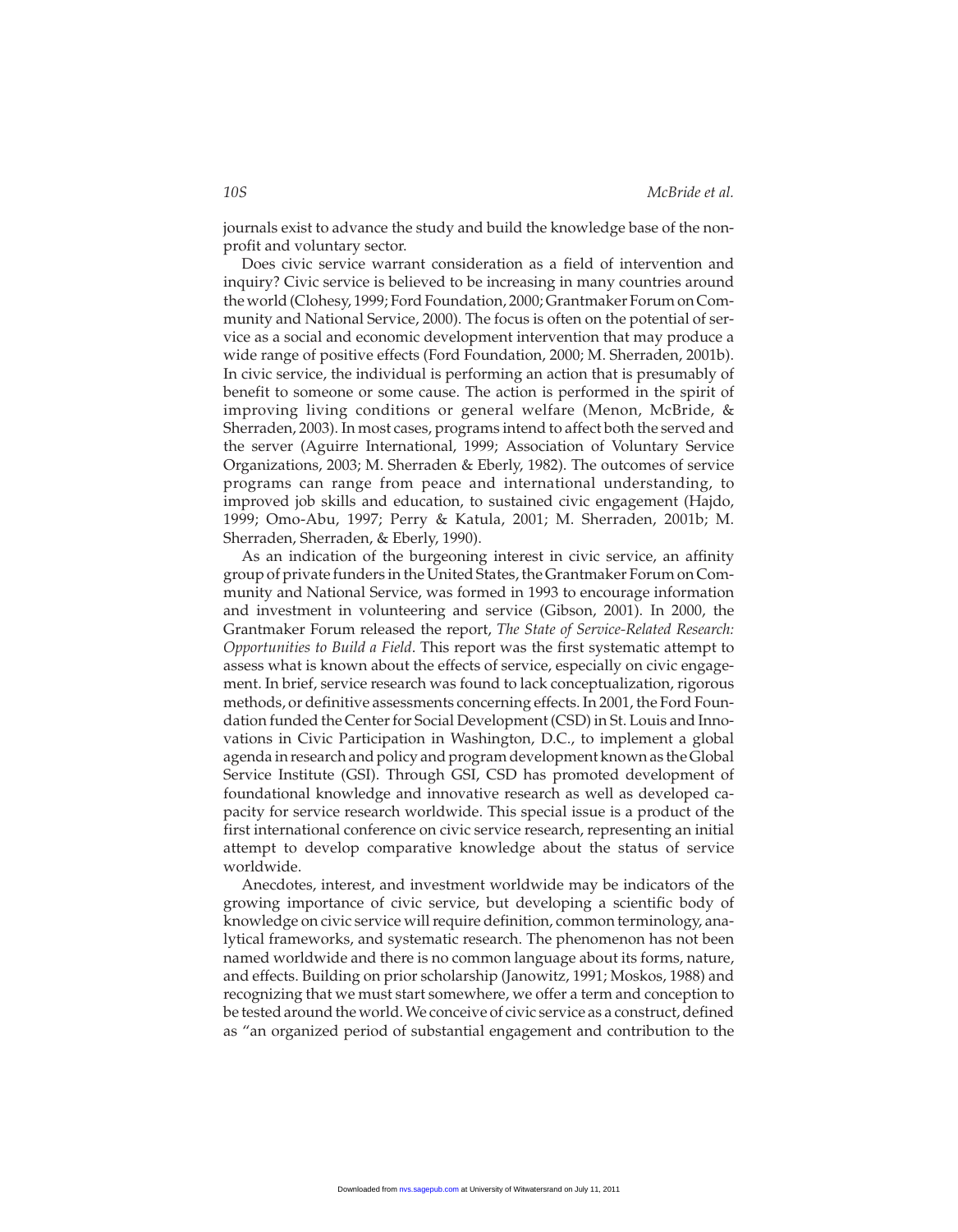journals exist to advance the study and build the knowledge base of the nonprofit and voluntary sector.

Does civic service warrant consideration as a field of intervention and inquiry? Civic service is believed to be increasing in many countries around the world (Clohesy, 1999; Ford Foundation, 2000; Grantmaker Forum on Community and National Service, 2000). The focus is often on the potential of service as a social and economic development intervention that may produce a wide range of positive effects (Ford Foundation, 2000; M. Sherraden, 2001b). In civic service, the individual is performing an action that is presumably of benefit to someone or some cause. The action is performed in the spirit of improving living conditions or general welfare (Menon, McBride, & Sherraden, 2003). In most cases, programs intend to affect both the served and the server (Aguirre International, 1999; Association of Voluntary Service Organizations, 2003; M. Sherraden & Eberly, 1982). The outcomes of service programs can range from peace and international understanding, to improved job skills and education, to sustained civic engagement (Hajdo, 1999; Omo-Abu, 1997; Perry & Katula, 2001; M. Sherraden, 2001b; M. Sherraden, Sherraden, & Eberly, 1990).

As an indication of the burgeoning interest in civic service, an affinity group of private funders in the United States, the Grantmaker Forum on Community and National Service, was formed in 1993 to encourage information and investment in volunteering and service (Gibson, 2001). In 2000, the Grantmaker Forum released the report, *The State of Service-Related Research: Opportunities to Build a Field*. This report was the first systematic attempt to assess what is known about the effects of service, especially on civic engagement. In brief, service research was found to lack conceptualization, rigorous methods, or definitive assessments concerning effects. In 2001, the Ford Foundation funded the Center for Social Development (CSD) in St. Louis and Innovations in Civic Participation in Washington, D.C., to implement a global agenda in research and policy and program development known as the Global Service Institute (GSI). Through GSI, CSD has promoted development of foundational knowledge and innovative research as well as developed capacity for service research worldwide. This special issue is a product of the first international conference on civic service research, representing an initial attempt to develop comparative knowledge about the status of service worldwide.

Anecdotes, interest, and investment worldwide may be indicators of the growing importance of civic service, but developing a scientific body of knowledge on civic service will require definition, common terminology, analytical frameworks, and systematic research. The phenomenon has not been named worldwide and there is no common language about its forms, nature, and effects. Building on prior scholarship (Janowitz, 1991; Moskos, 1988) and recognizing that we must start somewhere, we offer a term and conception to be tested around the world. We conceive of civic service as a construct, defined as "an organized period of substantial engagement and contribution to the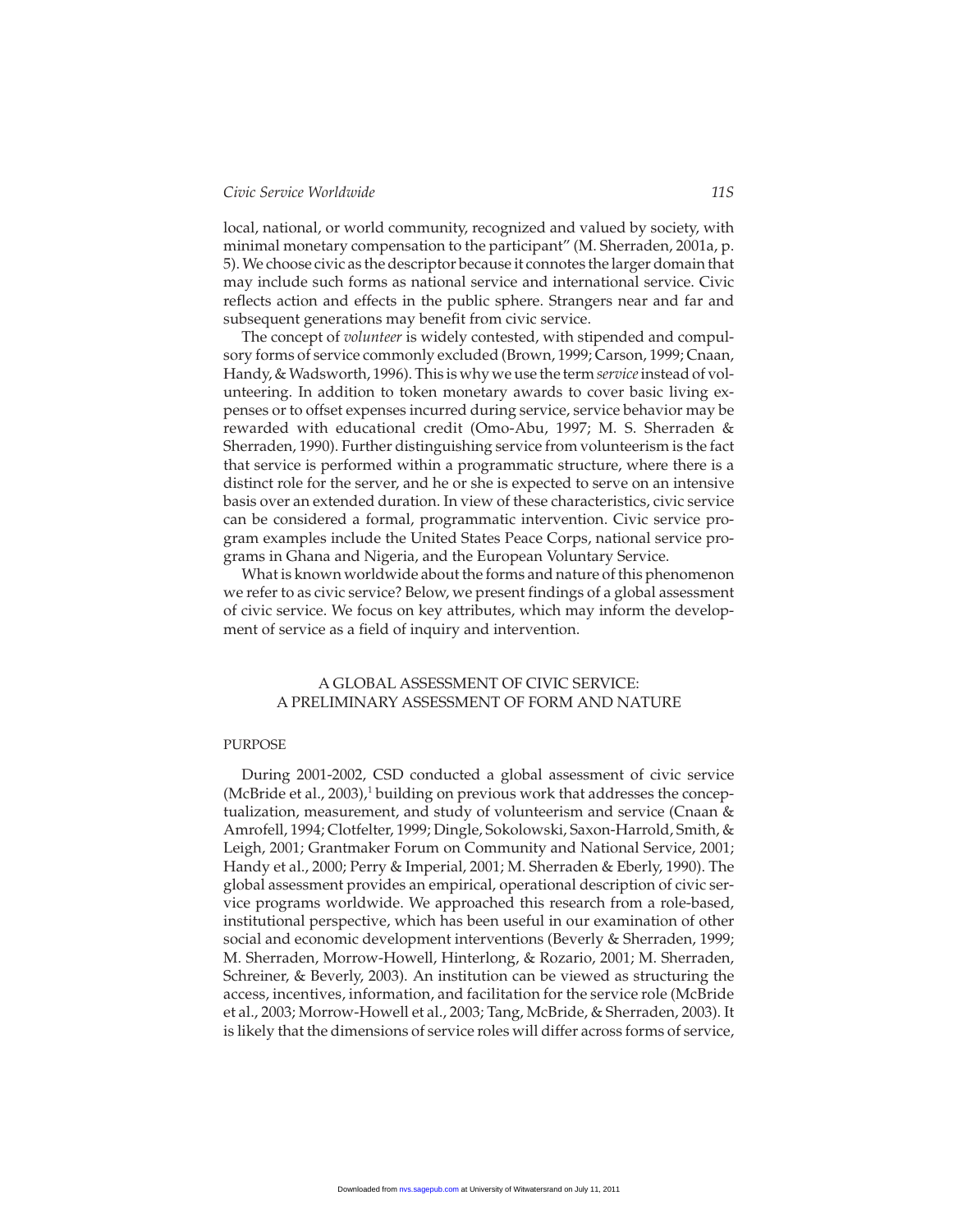local, national, or world community, recognized and valued by society, with minimal monetary compensation to the participant" (M. Sherraden, 2001a, p. 5). We choose civic as the descriptor because it connotes the larger domain that may include such forms as national service and international service. Civic reflects action and effects in the public sphere. Strangers near and far and subsequent generations may benefit from civic service.

The concept of *volunteer* is widely contested, with stipended and compulsory forms of service commonly excluded (Brown, 1999; Carson, 1999; Cnaan, Handy, & Wadsworth, 1996). This is why we use the term *service* instead of volunteering. In addition to token monetary awards to cover basic living expenses or to offset expenses incurred during service, service behavior may be rewarded with educational credit (Omo-Abu, 1997; M. S. Sherraden & Sherraden, 1990). Further distinguishing service from volunteerism is the fact that service is performed within a programmatic structure, where there is a distinct role for the server, and he or she is expected to serve on an intensive basis over an extended duration. In view of these characteristics, civic service can be considered a formal, programmatic intervention. Civic service program examples include the United States Peace Corps, national service programs in Ghana and Nigeria, and the European Voluntary Service.

What is known worldwide about the forms and nature of this phenomenon we refer to as civic service? Below, we present findings of a global assessment of civic service. We focus on key attributes, which may inform the development of service as a field of inquiry and intervention.

## A GLOBAL ASSESSMENT OF CIVIC SERVICE: A PRELIMINARY ASSESSMENT OF FORM AND NATURE

### PURPOSE

During 2001-2002, CSD conducted a global assessment of civic service (McBride et al., 2003),[1] building on previous work that addresses the conceptualization, measurement, and study of volunteerism and service (Cnaan & Amrofell, 1994; Clotfelter, 1999; Dingle, Sokolowski, Saxon-Harrold, Smith, & Leigh, 2001; Grantmaker Forum on Community and National Service, 2001; Handy et al., 2000; Perry & Imperial, 2001; M. Sherraden & Eberly, 1990). The global assessment provides an empirical, operational description of civic service programs worldwide. We approached this research from a role-based, institutional perspective, which has been useful in our examination of other social and economic development interventions (Beverly & Sherraden, 1999; M. Sherraden, Morrow-Howell, Hinterlong, & Rozario, 2001; M. Sherraden, Schreiner, & Beverly, 2003). An institution can be viewed as structuring the access, incentives, information, and facilitation for the service role (McBride et al., 2003; Morrow-Howell et al., 2003; Tang, McBride, & Sherraden, 2003). It is likely that the dimensions of service roles will differ across forms of service,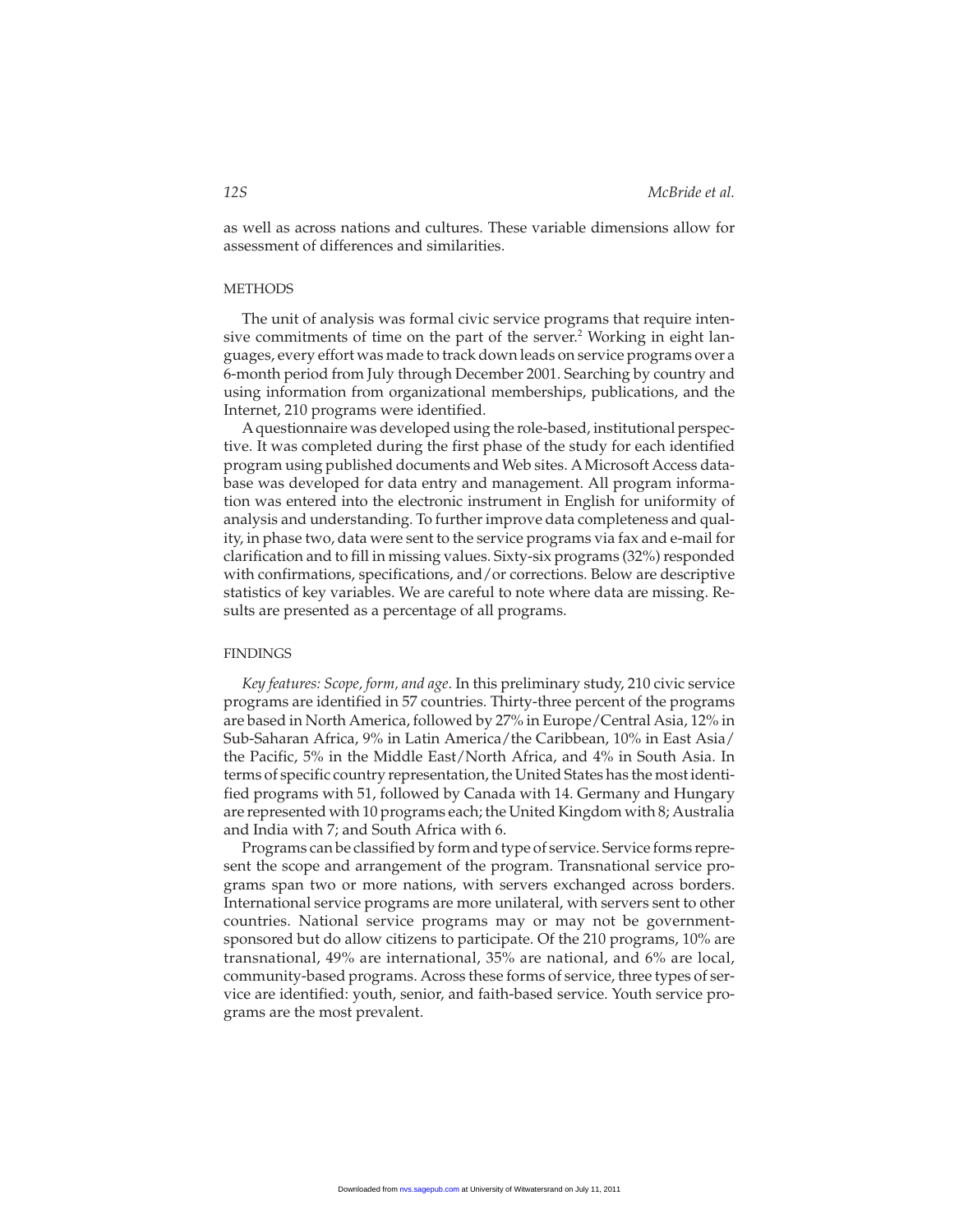as well as across nations and cultures. These variable dimensions allow for assessment of differences and similarities.

## METHODS

The unit of analysis was formal civic service programs that require intensive commitments of time on the part of the server.[2] Working in eight languages, every effort was made to track down leads on service programs over a 6-month period from July through December 2001. Searching by country and using information from organizational memberships, publications, and the Internet, 210 programs were identified.

A questionnaire was developed using the role-based, institutional perspective. It was completed during the first phase of the study for each identified program using published documents and Web sites. A Microsoft Access database was developed for data entry and management. All program information was entered into the electronic instrument in English for uniformity of analysis and understanding. To further improve data completeness and quality, in phase two, data were sent to the service programs via fax and e-mail for clarification and to fill in missing values. Sixty-six programs (32%) responded with confirmations, specifications, and/or corrections. Below are descriptive statistics of key variables. We are careful to note where data are missing. Results are presented as a percentage of all programs.

## FINDINGS

*Key features: Scope, form, and age*. In this preliminary study, 210 civic service programs are identified in 57 countries. Thirty-three percent of the programs are based in North America, followed by 27% in Europe/Central Asia, 12% in Sub-Saharan Africa, 9% in Latin America/the Caribbean, 10% in East Asia/the Pacific, 5% in the Middle East/North Africa, and 4% in South Asia. In terms of specific country representation, the United States has the most identified programs with 51, followed by Canada with 14. Germany and Hungary are represented with 10 programs each; the United Kingdom with 8; Australia and India with 7; and South Africa with 6.

Programs can be classified by form and type of service. Service forms represent the scope and arrangement of the program. Transnational service programs span two or more nations, with servers exchanged across borders. International service programs are more unilateral, with servers sent to other countries. National service programs may or may not be government-sponsored but do allow citizens to participate. Of the 210 programs, 10% are transnational, 49% are international, 35% are national, and 6% are local, community-based programs. Across these forms of service, three types of service are identified: youth, senior, and faith-based service. Youth service programs are the most prevalent.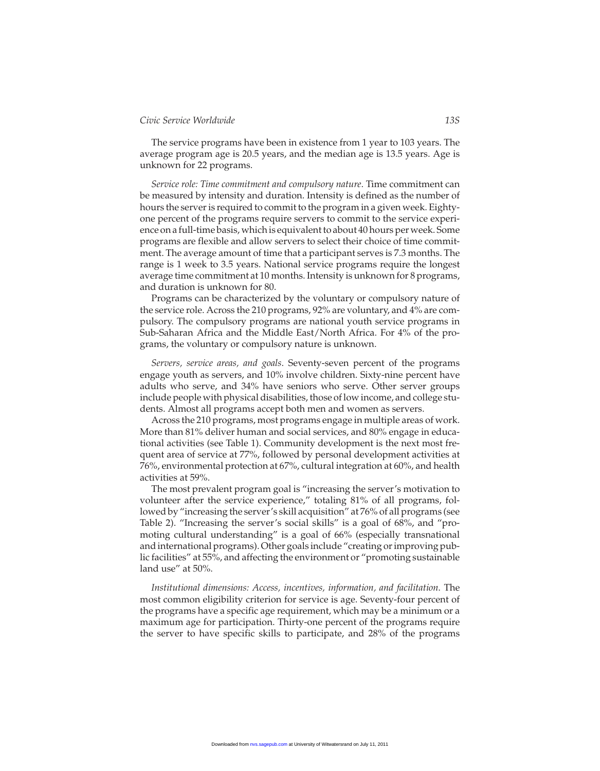The service programs have been in existence from 1 year to 103 years. The average program age is 20.5 years, and the median age is 13.5 years. Age is unknown for 22 programs.

*Service role: Time commitment and compulsory nature*. Time commitment can be measured by intensity and duration. Intensity is defined as the number of hours the server is required to commit to the program in a given week. Eighty-one percent of the programs require servers to commit to the service experience on a full-time basis, which is equivalent to about 40 hours per week. Some programs are flexible and allow servers to select their choice of time commitment. The average amount of time that a participant serves is 7.3 months. The range is 1 week to 3.5 years. National service programs require the longest average time commitment at 10 months. Intensity is unknown for 8 programs, and duration is unknown for 80.

Programs can be characterized by the voluntary or compulsory nature of the service role. Across the 210 programs, 92% are voluntary, and 4% are compulsory. The compulsory programs are national youth service programs in Sub-Saharan Africa and the Middle East/North Africa. For 4% of the programs, the voluntary or compulsory nature is unknown.

*Servers, service areas, and goals*. Seventy-seven percent of the programs engage youth as servers, and 10% involve children. Sixty-nine percent have adults who serve, and 34% have seniors who serve. Other server groups include people with physical disabilities, those of low income, and college students. Almost all programs accept both men and women as servers.

Across the 210 programs, most programs engage in multiple areas of work. More than 81% deliver human and social services, and 80% engage in educational activities (see Table 1). Community development is the next most frequent area of service at 77%, followed by personal development activities at 76%, environmental protection at 67%, cultural integration at 60%, and health activities at 59%.

The most prevalent program goal is "increasing the server's motivation to volunteer after the service experience," totaling 81% of all programs, followed by "increasing the server's skill acquisition" at 76% of all programs (see Table 2). "Increasing the server's social skills" is a goal of 68%, and "promoting cultural understanding" is a goal of 66% (especially transnational and international programs). Other goals include "creating or improving public facilities" at 55%, and affecting the environment or "promoting sustainable land use" at 50%.

*Institutional dimensions: Access, incentives, information, and facilitation*. The most common eligibility criterion for service is age. Seventy-four percent of the programs have a specific age requirement, which may be a minimum or a maximum age for participation. Thirty-one percent of the programs require the server to have specific skills to participate, and 28% of the programs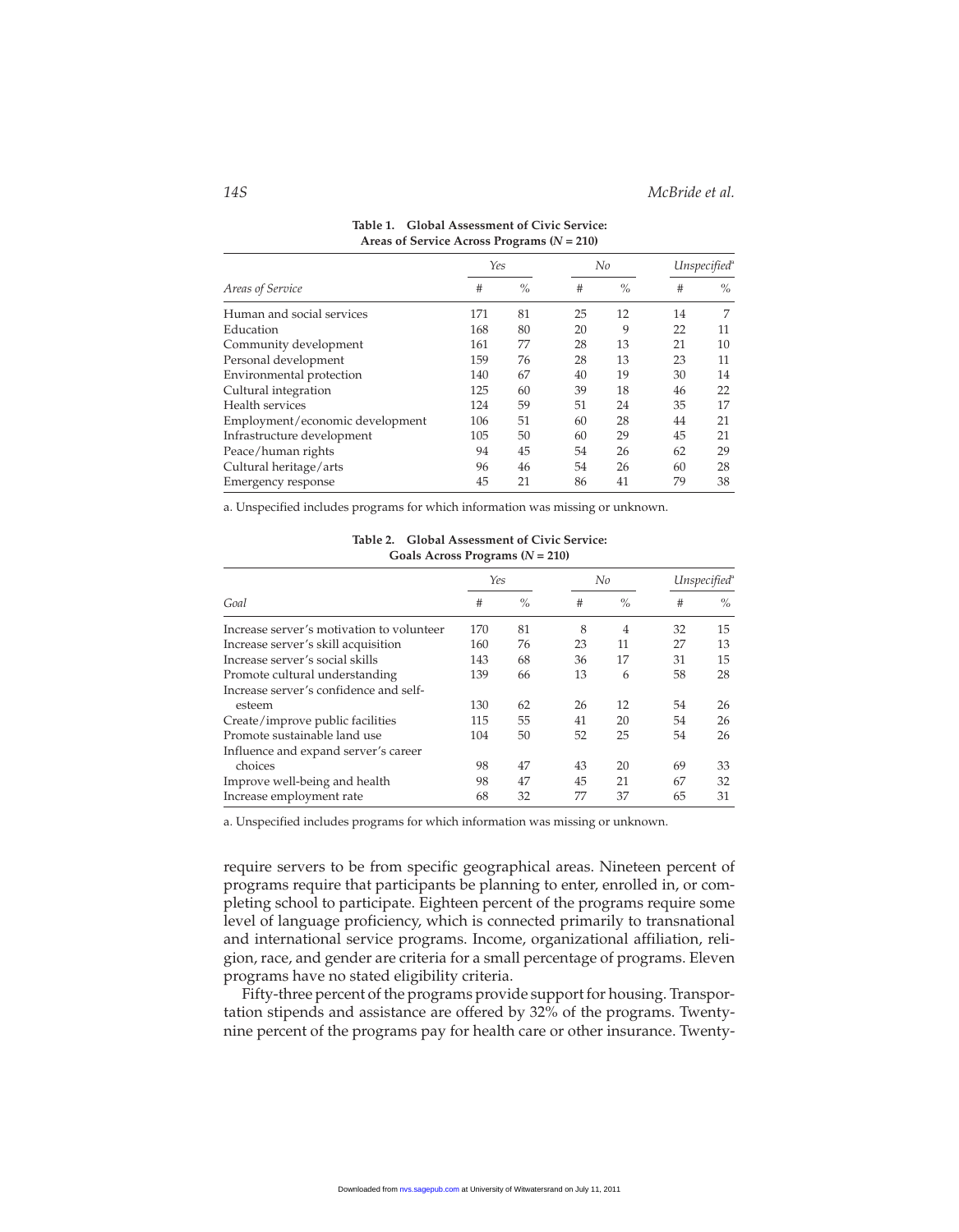**Table 1. Global Assessment of Civic Service: Areas of Service Across Programs ($N$ = 210)**

| | *Yes* | | *No* | | *Unspecified*[a] | |
|---|---|---|---|---|---|---|
| *Areas of Service* | # | % | # | % | # | % |
| Human and social services | 171 | 81 | 25 | 12 | 14 | 7 |
| Education | 168 | 80 | 20 | 9 | 22 | 11 |
| Community development | 161 | 77 | 28 | 13 | 21 | 10 |
| Personal development | 159 | 76 | 28 | 13 | 23 | 11 |
| Environmental protection | 140 | 67 | 40 | 19 | 30 | 14 |
| Cultural integration | 125 | 60 | 39 | 18 | 46 | 22 |
| Health services | 124 | 59 | 51 | 24 | 35 | 17 |
| Employment/economic development | 106 | 51 | 60 | 28 | 44 | 21 |
| Infrastructure development | 105 | 50 | 60 | 29 | 45 | 21 |
| Peace/human rights | 94 | 45 | 54 | 26 | 62 | 29 |
| Cultural heritage/arts | 96 | 46 | 54 | 26 | 60 | 28 |
| Emergency response | 45 | 21 | 86 | 41 | 79 | 38 |

a. Unspecified includes programs for which information was missing or unknown.

**Table 2. Global Assessment of Civic Service: Goals Across Programs ($N$ = 210)**

| | *Yes* | | *No* | | *Unspecified*[a] | |
|---|---|---|---|---|---|---|
| *Goal* | # | % | # | % | # | % |
| Increase server's motivation to volunteer | 170 | 81 | 8 | 4 | 32 | 15 |
| Increase server's skill acquisition | 160 | 76 | 23 | 11 | 27 | 13 |
| Increase server's social skills | 143 | 68 | 36 | 17 | 31 | 15 |
| Promote cultural understanding | 139 | 66 | 13 | 6 | 58 | 28 |
| Increase server's confidence and self-esteem | 130 | 62 | 26 | 12 | 54 | 26 |
| Create/improve public facilities | 115 | 55 | 41 | 20 | 54 | 26 |
| Promote sustainable land use | 104 | 50 | 52 | 25 | 54 | 26 |
| Influence and expand server's career choices | 98 | 47 | 43 | 20 | 69 | 33 |
| Improve well-being and health | 98 | 47 | 45 | 21 | 67 | 32 |
| Increase employment rate | 68 | 32 | 77 | 37 | 65 | 31 |

a. Unspecified includes programs for which information was missing or unknown.

require servers to be from specific geographical areas. Nineteen percent of programs require that participants be planning to enter, enrolled in, or completing school to participate. Eighteen percent of the programs require some level of language proficiency, which is connected primarily to transnational and international service programs. Income, organizational affiliation, religion, race, and gender are criteria for a small percentage of programs. Eleven programs have no stated eligibility criteria.

Fifty-three percent of the programs provide support for housing. Transportation stipends and assistance are offered by 32% of the programs. Twenty-nine percent of the programs pay for health care or other insurance. Twenty-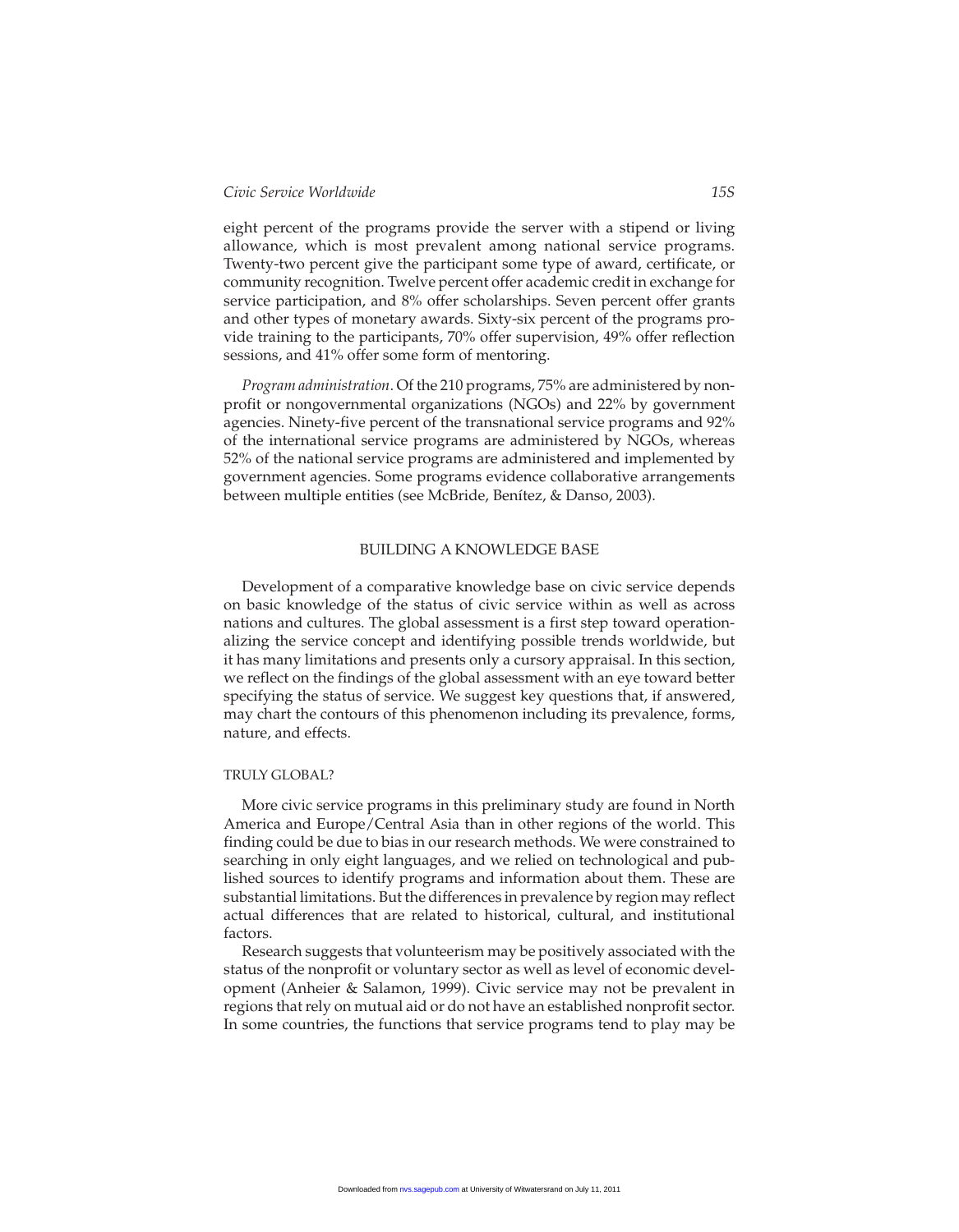eight percent of the programs provide the server with a stipend or living allowance, which is most prevalent among national service programs. Twenty-two percent give the participant some type of award, certificate, or community recognition. Twelve percent offer academic credit in exchange for service participation, and 8% offer scholarships. Seven percent offer grants and other types of monetary awards. Sixty-six percent of the programs provide training to the participants, 70% offer supervision, 49% offer reflection sessions, and 41% offer some form of mentoring.

*Program administration*. Of the 210 programs, 75% are administered by nonprofit or nongovernmental organizations (NGOs) and 22% by government agencies. Ninety-five percent of the transnational service programs and 92% of the international service programs are administered by NGOs, whereas 52% of the national service programs are administered and implemented by government agencies. Some programs evidence collaborative arrangements between multiple entities (see McBride, Benítez, & Danso, 2003).

## BUILDING A KNOWLEDGE BASE

Development of a comparative knowledge base on civic service depends on basic knowledge of the status of civic service within as well as across nations and cultures. The global assessment is a first step toward operationalizing the service concept and identifying possible trends worldwide, but it has many limitations and presents only a cursory appraisal. In this section, we reflect on the findings of the global assessment with an eye toward better specifying the status of service. We suggest key questions that, if answered, may chart the contours of this phenomenon including its prevalence, forms, nature, and effects.

### TRULY GLOBAL?

More civic service programs in this preliminary study are found in North America and Europe/Central Asia than in other regions of the world. This finding could be due to bias in our research methods. We were constrained to searching in only eight languages, and we relied on technological and published sources to identify programs and information about them. These are substantial limitations. But the differences in prevalence by region may reflect actual differences that are related to historical, cultural, and institutional factors.

Research suggests that volunteerism may be positively associated with the status of the nonprofit or voluntary sector as well as level of economic development (Anheier & Salamon, 1999). Civic service may not be prevalent in regions that rely on mutual aid or do not have an established nonprofit sector. In some countries, the functions that service programs tend to play may be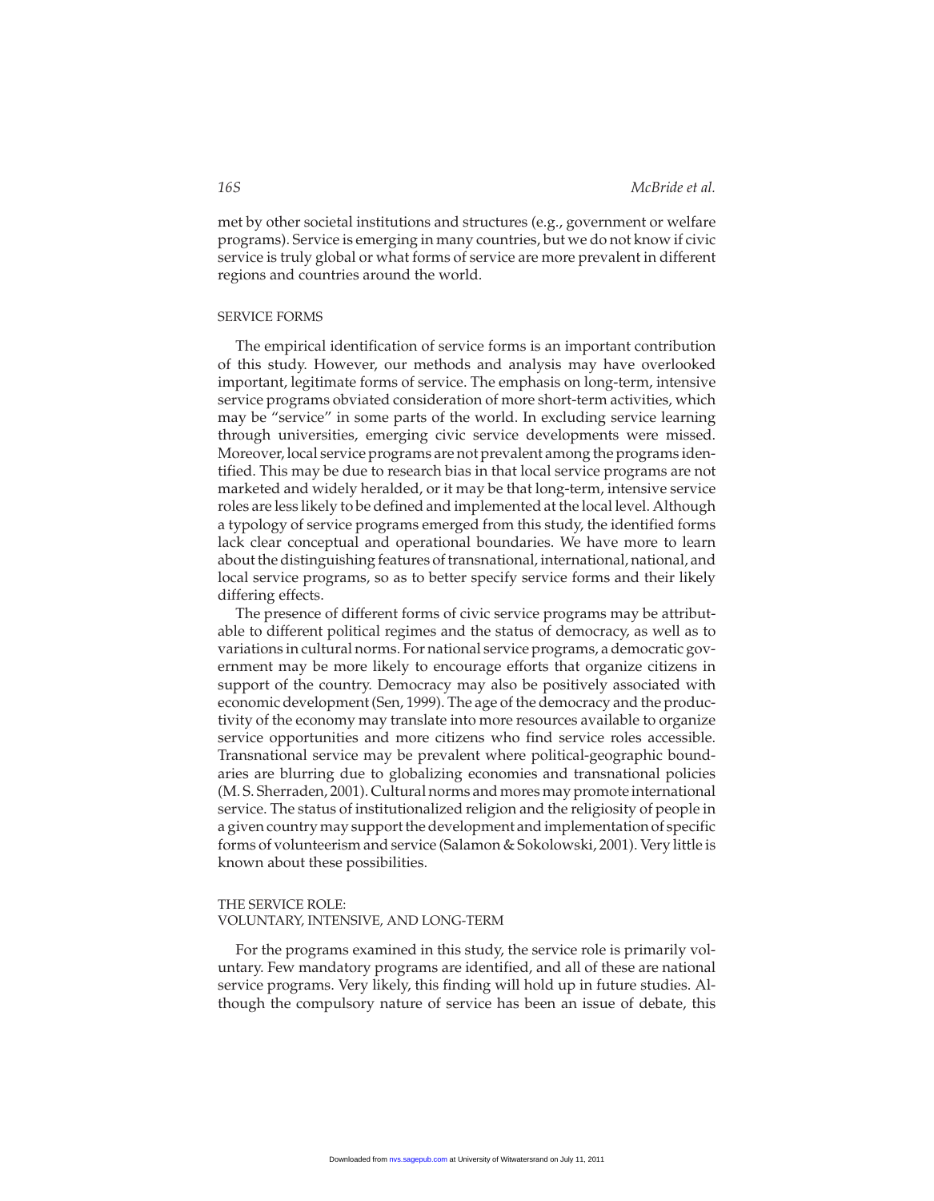met by other societal institutions and structures (e.g., government or welfare programs). Service is emerging in many countries, but we do not know if civic service is truly global or what forms of service are more prevalent in different regions and countries around the world.

## SERVICE FORMS

The empirical identification of service forms is an important contribution of this study. However, our methods and analysis may have overlooked important, legitimate forms of service. The emphasis on long-term, intensive service programs obviated consideration of more short-term activities, which may be "service" in some parts of the world. In excluding service learning through universities, emerging civic service developments were missed. Moreover, local service programs are not prevalent among the programs identified. This may be due to research bias in that local service programs are not marketed and widely heralded, or it may be that long-term, intensive service roles are less likely to be defined and implemented at the local level. Although a typology of service programs emerged from this study, the identified forms lack clear conceptual and operational boundaries. We have more to learn about the distinguishing features of transnational, international, national, and local service programs, so as to better specify service forms and their likely differing effects.

The presence of different forms of civic service programs may be attributable to different political regimes and the status of democracy, as well as to variations in cultural norms. For national service programs, a democratic government may be more likely to encourage efforts that organize citizens in support of the country. Democracy may also be positively associated with economic development (Sen, 1999). The age of the democracy and the productivity of the economy may translate into more resources available to organize service opportunities and more citizens who find service roles accessible. Transnational service may be prevalent where political-geographic boundaries are blurring due to globalizing economies and transnational policies (M. S. Sherraden, 2001). Cultural norms and mores may promote international service. The status of institutionalized religion and the religiosity of people in a given country may support the development and implementation of specific forms of volunteerism and service (Salamon & Sokolowski, 2001). Very little is known about these possibilities.

## THE SERVICE ROLE: VOLUNTARY, INTENSIVE, AND LONG-TERM

For the programs examined in this study, the service role is primarily voluntary. Few mandatory programs are identified, and all of these are national service programs. Very likely, this finding will hold up in future studies. Although the compulsory nature of service has been an issue of debate, this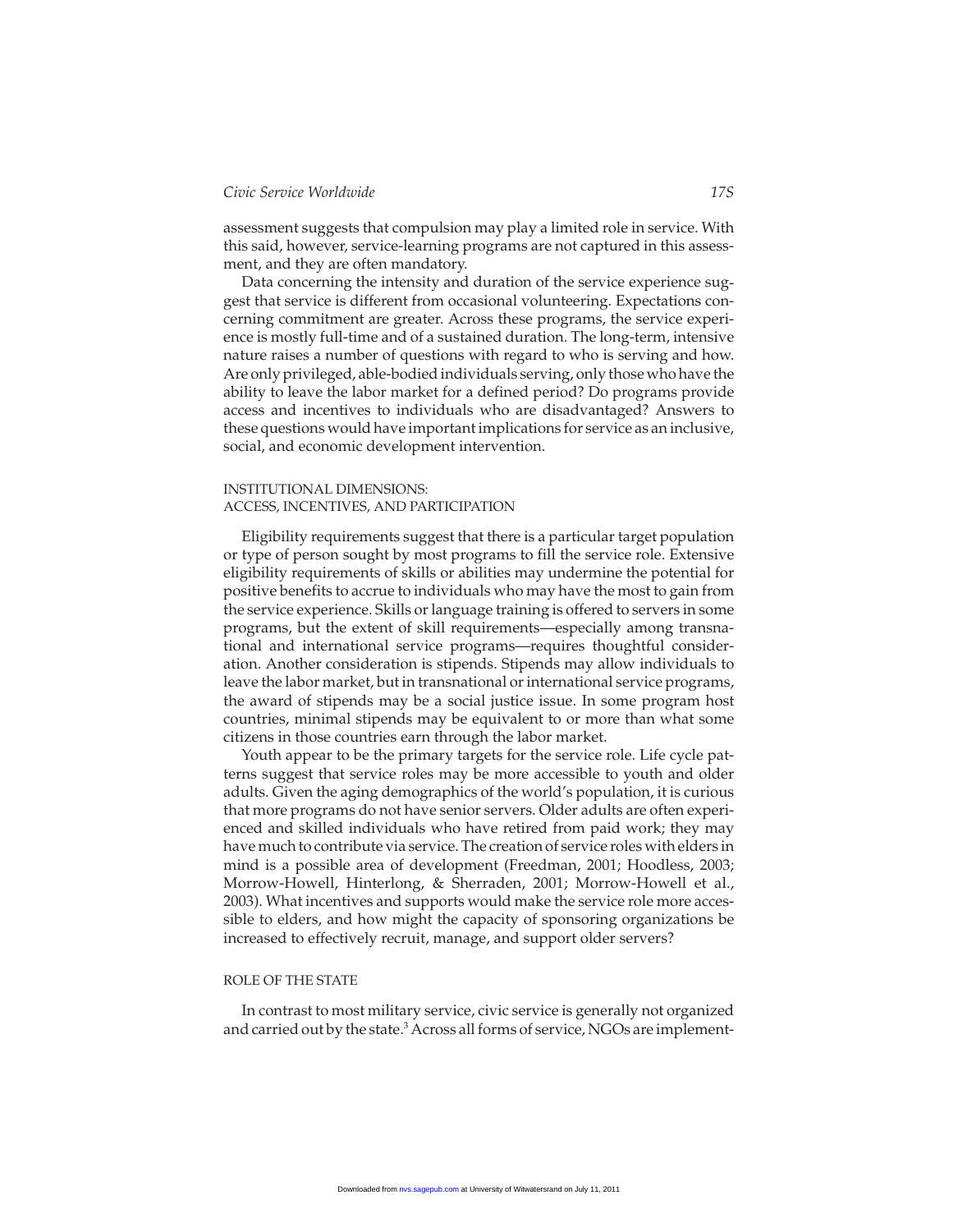assessment suggests that compulsion may play a limited role in service. With this said, however, service-learning programs are not captured in this assessment, and they are often mandatory.

Data concerning the intensity and duration of the service experience suggest that service is different from occasional volunteering. Expectations concerning commitment are greater. Across these programs, the service experience is mostly full-time and of a sustained duration. The long-term, intensive nature raises a number of questions with regard to who is serving and how. Are only privileged, able-bodied individuals serving, only those who have the ability to leave the labor market for a defined period? Do programs provide access and incentives to individuals who are disadvantaged? Answers to these questions would have important implications for service as an inclusive, social, and economic development intervention.

## INSTITUTIONAL DIMENSIONS: ACCESS, INCENTIVES, AND PARTICIPATION

Eligibility requirements suggest that there is a particular target population or type of person sought by most programs to fill the service role. Extensive eligibility requirements of skills or abilities may undermine the potential for positive benefits to accrue to individuals who may have the most to gain from the service experience. Skills or language training is offered to servers in some programs, but the extent of skill requirements—especially among transnational and international service programs—requires thoughtful consideration. Another consideration is stipends. Stipends may allow individuals to leave the labor market, but in transnational or international service programs, the award of stipends may be a social justice issue. In some program host countries, minimal stipends may be equivalent to or more than what some citizens in those countries earn through the labor market.

Youth appear to be the primary targets for the service role. Life cycle patterns suggest that service roles may be more accessible to youth and older adults. Given the aging demographics of the world's population, it is curious that more programs do not have senior servers. Older adults are often experienced and skilled individuals who have retired from paid work; they may have much to contribute via service. The creation of service roles with elders in mind is a possible area of development (Freedman, 2001; Hoodless, 2003; Morrow-Howell, Hinterlong, & Sherraden, 2001; Morrow-Howell et al., 2003). What incentives and supports would make the service role more accessible to elders, and how might the capacity of sponsoring organizations be increased to effectively recruit, manage, and support older servers?

## ROLE OF THE STATE

In contrast to most military service, civic service is generally not organized and carried out by the state.[3] Across all forms of service, NGOs are implement-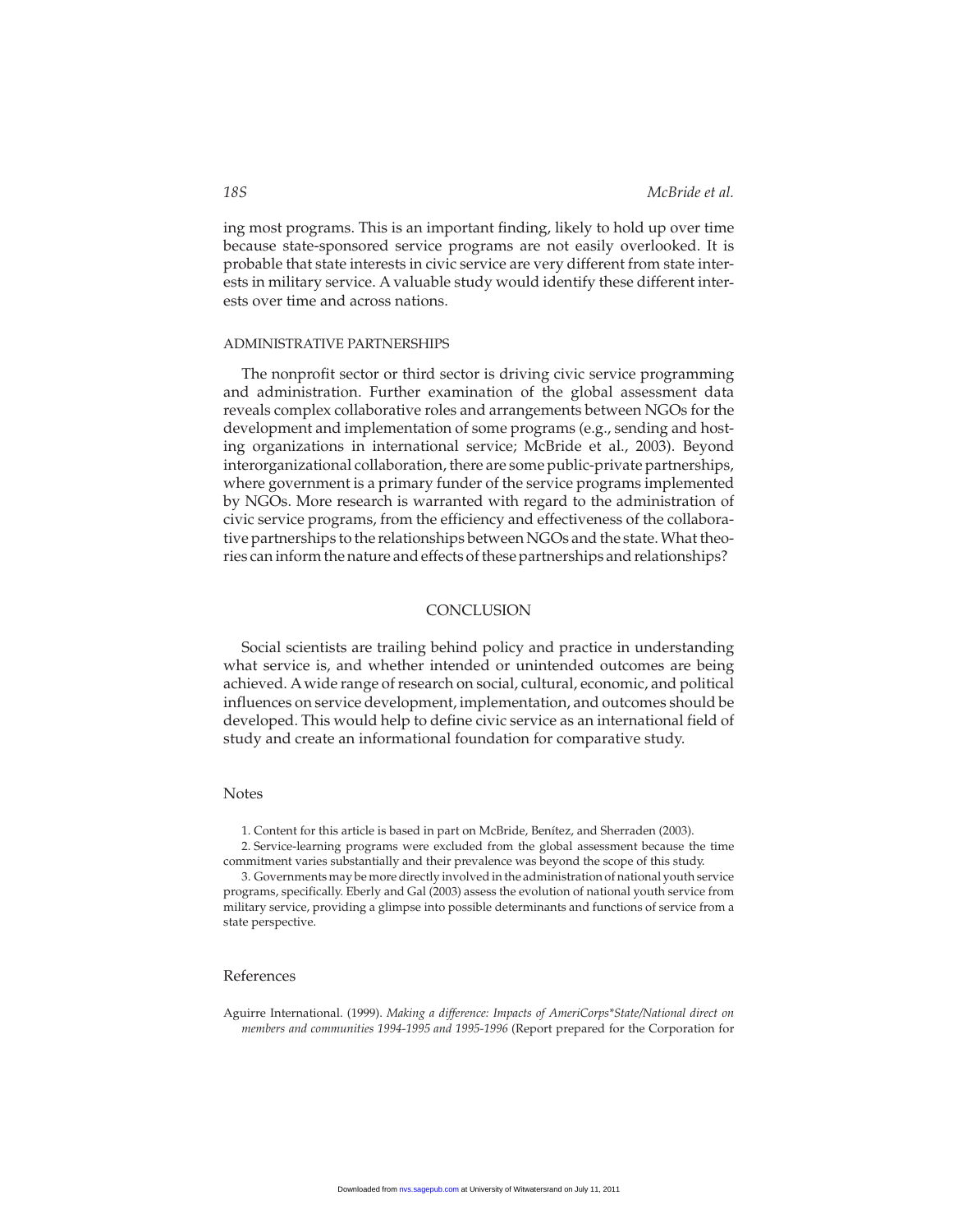ing most programs. This is an important finding, likely to hold up over time because state-sponsored service programs are not easily overlooked. It is probable that state interests in civic service are very different from state interests in military service. A valuable study would identify these different interests over time and across nations.

### ADMINISTRATIVE PARTNERSHIPS

The nonprofit sector or third sector is driving civic service programming and administration. Further examination of the global assessment data reveals complex collaborative roles and arrangements between NGOs for the development and implementation of some programs (e.g., sending and hosting organizations in international service; McBride et al., 2003). Beyond interorganizational collaboration, there are some public-private partnerships, where government is a primary funder of the service programs implemented by NGOs. More research is warranted with regard to the administration of civic service programs, from the efficiency and effectiveness of the collaborative partnerships to the relationships between NGOs and the state. What theories can inform the nature and effects of these partnerships and relationships?

## CONCLUSION

Social scientists are trailing behind policy and practice in understanding what service is, and whether intended or unintended outcomes are being achieved. A wide range of research on social, cultural, economic, and political influences on service development, implementation, and outcomes should be developed. This would help to define civic service as an international field of study and create an informational foundation for comparative study.

## Notes

1. Content for this article is based in part on McBride, Benítez, and Sherraden (2003).

2. Service-learning programs were excluded from the global assessment because the time commitment varies substantially and their prevalence was beyond the scope of this study.

3. Governments may be more directly involved in the administration of national youth service programs, specifically. Eberly and Gal (2003) assess the evolution of national youth service from military service, providing a glimpse into possible determinants and functions of service from a state perspective.

## References

Aguirre International. (1999). *Making a difference: Impacts of AmeriCorps*State/National direct on members and communities 1994-1995 and 1995-1996* (Report prepared for the Corporation for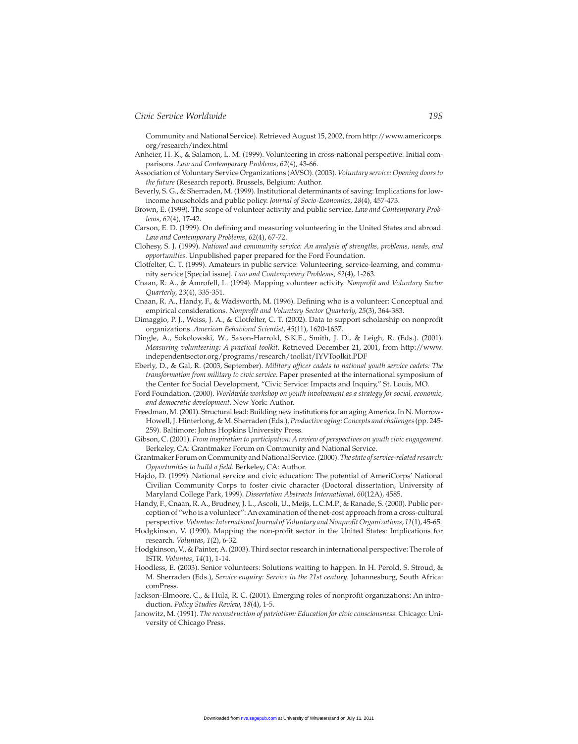Community and National Service). Retrieved August 15, 2002, from http://www.americorps.org/research/index.html

Anheier, H. K., & Salamon, L. M. (1999). Volunteering in cross-national perspective: Initial comparisons. *Law and Contemporary Problems*, *62*(4), 43-66.

Association of Voluntary Service Organizations (AVSO). (2003). *Voluntary service: Opening doors to the future* (Research report). Brussels, Belgium: Author.

Beverly, S. G., & Sherraden, M. (1999). Institutional determinants of saving: Implications for low-income households and public policy. *Journal of Socio-Economics*, *28*(4), 457-473.

Brown, E. (1999). The scope of volunteer activity and public service. *Law and Contemporary Problems*, *62*(4), 17-42.

Carson, E. D. (1999). On defining and measuring volunteering in the United States and abroad. *Law and Contemporary Problems*, *62*(4), 67-72.

Clohesy, S. J. (1999). *National and community service: An analysis of strengths, problems, needs, and opportunities*. Unpublished paper prepared for the Ford Foundation.

Clotfelter, C. T. (1999). Amateurs in public service: Volunteering, service-learning, and community service [Special issue]. *Law and Contemporary Problems*, *62*(4), 1-263.

Cnaan, R. A., & Amrofell, L. (1994). Mapping volunteer activity. *Nonprofit and Voluntary Sector Quarterly*, *23*(4), 335-351.

Cnaan, R. A., Handy, F., & Wadsworth, M. (1996). Defining who is a volunteer: Conceptual and empirical considerations. *Nonprofit and Voluntary Sector Quarterly*, *25*(3), 364-383.

Dimaggio, P. J., Weiss, J. A., & Clotfelter, C. T. (2002). Data to support scholarship on nonprofit organizations. *American Behavioral Scientist*, *45*(11), 1620-1637.

Dingle, A., Sokolowski, W., Saxon-Harrold, S.K.E., Smith, J. D., & Leigh, R. (Eds.). (2001). *Measuring volunteering: A practical toolkit*. Retrieved December 21, 2001, from http://www.independentsector.org/programs/research/toolkit/IYVToolkit.PDF

Eberly, D., & Gal, R. (2003, September). *Military officer cadets to national youth service cadets: The transformation from military to civic service*. Paper presented at the international symposium of the Center for Social Development, "Civic Service: Impacts and Inquiry," St. Louis, MO.

Ford Foundation. (2000). *Worldwide workshop on youth involvement as a strategy for social, economic, and democratic development*. New York: Author.

Freedman, M. (2001). Structural lead: Building new institutions for an aging America. In N. Morrow-Howell, J. Hinterlong, & M. Sherraden (Eds.), *Productive aging: Concepts and challenges* (pp. 245-259). Baltimore: Johns Hopkins University Press.

Gibson, C. (2001). *From inspiration to participation: A review of perspectives on youth civic engagement*. Berkeley, CA: Grantmaker Forum on Community and National Service.

Grantmaker Forum on Community and National Service. (2000). *The state of service-related research: Opportunities to build a field*. Berkeley, CA: Author.

Hajdo, D. (1999). National service and civic education: The potential of AmeriCorps' National Civilian Community Corps to foster civic character (Doctoral dissertation, University of Maryland College Park, 1999). *Dissertation Abstracts International*, *60*(12A), 4585.

Handy, F., Cnaan, R. A., Brudney, J. L., Ascoli, U., Meijs, L.C.M.P., & Ranade, S. (2000). Public perception of "who is a volunteer": An examination of the net-cost approach from a cross-cultural perspective. *Voluntas: International Journal of Voluntary and Nonprofit Organizations*, *11*(1), 45-65.

Hodgkinson, V. (1990). Mapping the non-profit sector in the United States: Implications for research. *Voluntas*, *1*(2), 6-32.

Hodgkinson, V., & Painter, A. (2003). Third sector research in international perspective: The role of ISTR. *Voluntas*, *14*(1), 1-14.

Hoodless, E. (2003). Senior volunteers: Solutions waiting to happen. In H. Perold, S. Stroud, & M. Sherraden (Eds.), *Service enquiry: Service in the 21st century*. Johannesburg, South Africa: comPress.

Jackson-Elmoore, C., & Hula, R. C. (2001). Emerging roles of nonprofit organizations: An introduction. *Policy Studies Review*, *18*(4), 1-5.

Janowitz, M. (1991). *The reconstruction of patriotism: Education for civic consciousness*. Chicago: University of Chicago Press.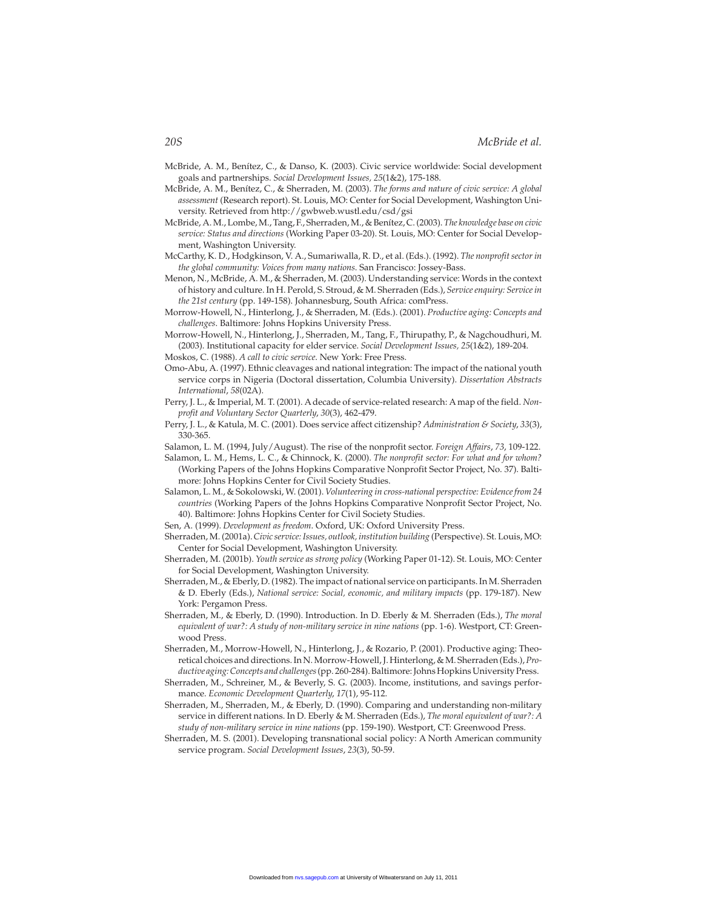McBride, A. M., Benítez, C., & Danso, K. (2003). Civic service worldwide: Social development goals and partnerships. *Social Development Issues, 25*(1&2), 175-188.

McBride, A. M., Benítez, C., & Sherraden, M. (2003). *The forms and nature of civic service: A global assessment* (Research report). St. Louis, MO: Center for Social Development, Washington University. Retrieved from http://gwbweb.wustl.edu/csd/gsi

McBride, A. M., Lombe, M., Tang, F., Sherraden, M., & Benítez, C. (2003). *The knowledge base on civic service: Status and directions* (Working Paper 03-20). St. Louis, MO: Center for Social Development, Washington University.

McCarthy, K. D., Hodgkinson, V. A., Sumariwalla, R. D., et al. (Eds.). (1992). *The nonprofit sector in the global community: Voices from many nations*. San Francisco: Jossey-Bass.

Menon, N., McBride, A. M., & Sherraden, M. (2003). Understanding service: Words in the context of history and culture. In H. Perold, S. Stroud, & M. Sherraden (Eds.), *Service enquiry: Service in the 21st century* (pp. 149-158). Johannesburg, South Africa: comPress.

Morrow-Howell, N., Hinterlong, J., & Sherraden, M. (Eds.). (2001). *Productive aging: Concepts and challenges*. Baltimore: Johns Hopkins University Press.

Morrow-Howell, N., Hinterlong, J., Sherraden, M., Tang, F., Thirupathy, P., & Nagchoudhuri, M. (2003). Institutional capacity for elder service. *Social Development Issues, 25*(1&2), 189-204.

Moskos, C. (1988). *A call to civic service*. New York: Free Press.

Omo-Abu, A. (1997). Ethnic cleavages and national integration: The impact of the national youth service corps in Nigeria (Doctoral dissertation, Columbia University). *Dissertation Abstracts International*, *58*(02A).

Perry, J. L., & Imperial, M. T. (2001). A decade of service-related research: A map of the field. *Nonprofit and Voluntary Sector Quarterly*, *30*(3), 462-479.

Perry, J. L., & Katula, M. C. (2001). Does service affect citizenship? *Administration & Society*, *33*(3), 330-365.

Salamon, L. M. (1994, July/August). The rise of the nonprofit sector. *Foreign Affairs*, *73*, 109-122.

Salamon, L. M., Hems, L. C., & Chinnock, K. (2000). *The nonprofit sector: For what and for whom?* (Working Papers of the Johns Hopkins Comparative Nonprofit Sector Project, No. 37). Baltimore: Johns Hopkins Center for Civil Society Studies.

Salamon, L. M., & Sokolowski, W. (2001). *Volunteering in cross-national perspective: Evidence from 24 countries* (Working Papers of the Johns Hopkins Comparative Nonprofit Sector Project, No. 40). Baltimore: Johns Hopkins Center for Civil Society Studies.

Sen, A. (1999). *Development as freedom*. Oxford, UK: Oxford University Press.

Sherraden, M. (2001a). *Civic service: Issues, outlook, institution building* (Perspective). St. Louis, MO: Center for Social Development, Washington University.

Sherraden, M. (2001b). *Youth service as strong policy* (Working Paper 01-12). St. Louis, MO: Center for Social Development, Washington University.

Sherraden, M., & Eberly, D. (1982). The impact of national service on participants. In M. Sherraden & D. Eberly (Eds.), *National service: Social, economic, and military impacts* (pp. 179-187). New York: Pergamon Press.

Sherraden, M., & Eberly, D. (1990). Introduction. In D. Eberly & M. Sherraden (Eds.), *The moral equivalent of war?: A study of non-military service in nine nations* (pp. 1-6). Westport, CT: Greenwood Press.

Sherraden, M., Morrow-Howell, N., Hinterlong, J., & Rozario, P. (2001). Productive aging: Theoretical choices and directions. In N. Morrow-Howell, J. Hinterlong, & M. Sherraden (Eds.), *Productive aging: Concepts and challenges* (pp. 260-284). Baltimore: Johns Hopkins University Press.

Sherraden, M., Schreiner, M., & Beverly, S. G. (2003). Income, institutions, and savings performance. *Economic Development Quarterly*, *17*(1), 95-112.

Sherraden, M., Sherraden, M., & Eberly, D. (1990). Comparing and understanding non-military service in different nations. In D. Eberly & M. Sherraden (Eds.), *The moral equivalent of war?: A study of non-military service in nine nations* (pp. 159-190). Westport, CT: Greenwood Press.

Sherraden, M. S. (2001). Developing transnational social policy: A North American community service program. *Social Development Issues*, *23*(3), 50-59.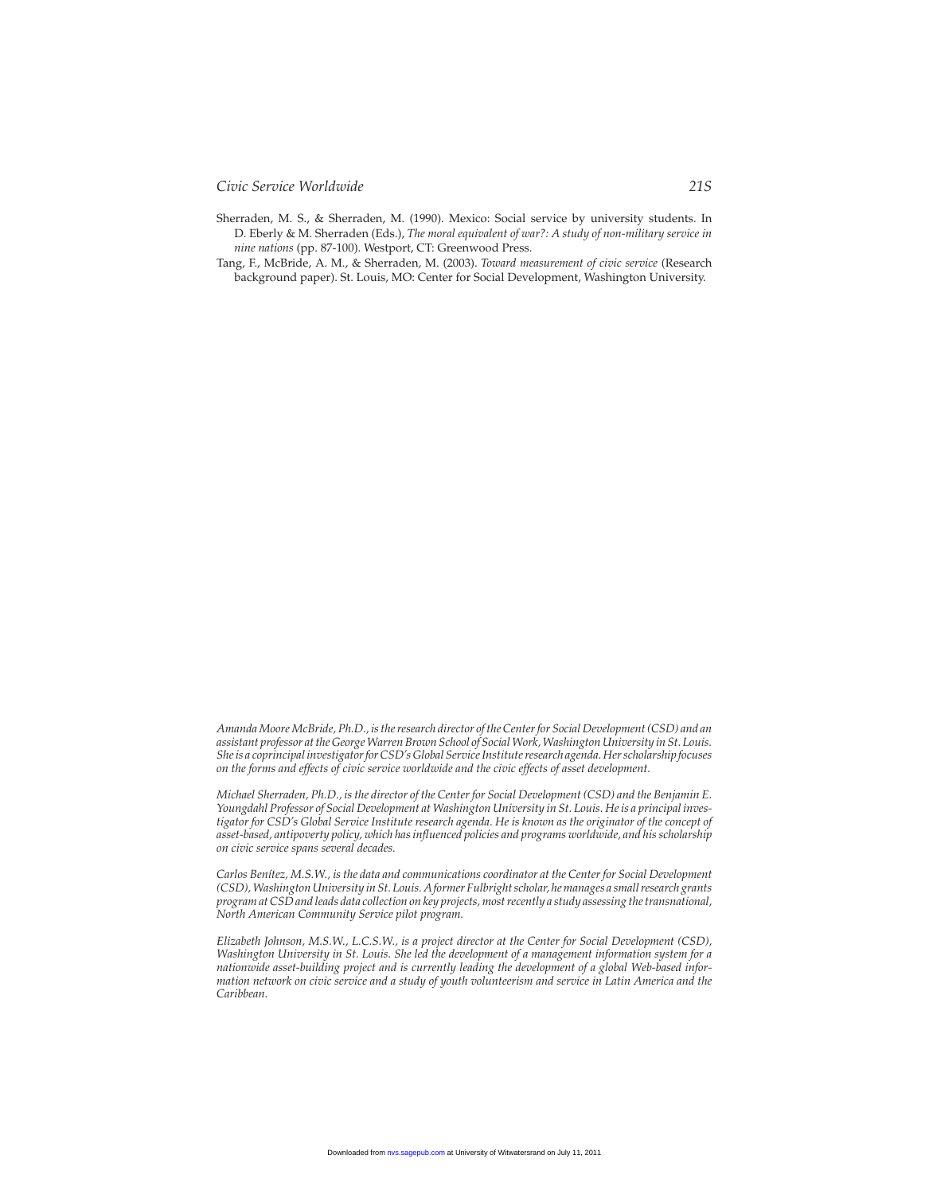Sherraden, M. S., & Sherraden, M. (1990). Mexico: Social service by university students. In D. Eberly & M. Sherraden (Eds.), *The moral equivalent of war?: A study of non-military service in nine nations* (pp. 87-100). Westport, CT: Greenwood Press.

Tang, F., McBride, A. M., & Sherraden, M. (2003). *Toward measurement of civic service* (Research background paper). St. Louis, MO: Center for Social Development, Washington University.

*Amanda Moore McBride, Ph.D., is the research director of the Center for Social Development (CSD) and an assistant professor at the George Warren Brown School of Social Work, Washington University in St. Louis. She is a coprincipal investigator for CSD's Global Service Institute research agenda. Her scholarship focuses on the forms and effects of civic service worldwide and the civic effects of asset development.*

*Michael Sherraden, Ph.D., is the director of the Center for Social Development (CSD) and the Benjamin E. Youngdahl Professor of Social Development at Washington University in St. Louis. He is a principal investigator for CSD's Global Service Institute research agenda. He is known as the originator of the concept of asset-based, antipoverty policy, which has influenced policies and programs worldwide, and his scholarship on civic service spans several decades.*

*Carlos Benítez, M.S.W., is the data and communications coordinator at the Center for Social Development (CSD), Washington University in St. Louis. A former Fulbright scholar, he manages a small research grants program at CSD and leads data collection on key projects, most recently a study assessing the transnational, North American Community Service pilot program.*

*Elizabeth Johnson, M.S.W., L.C.S.W., is a project director at the Center for Social Development (CSD), Washington University in St. Louis. She led the development of a management information system for a nationwide asset-building project and is currently leading the development of a global Web-based information network on civic service and a study of youth volunteerism and service in Latin America and the Caribbean.*